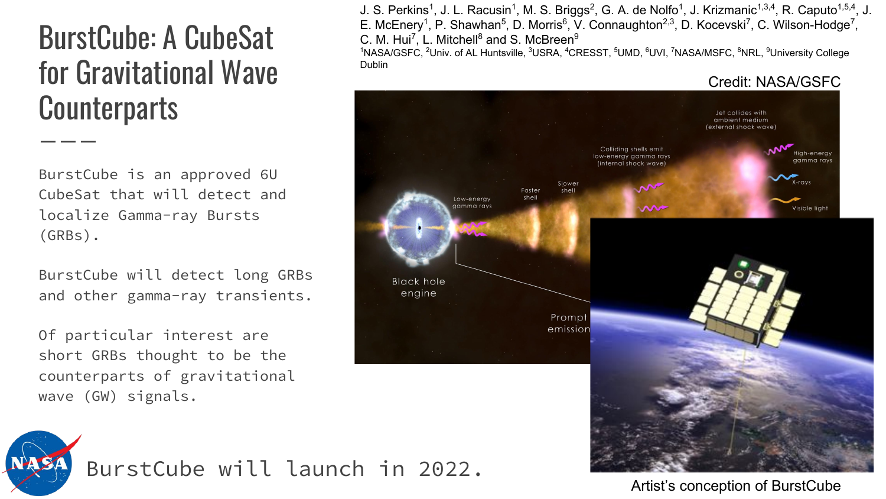# BurstCube: A CubeSat for Gravitational Wave Counterparts

J. S. Perkins[1], J. L. Racusin[1], M. S. Briggs[2], G. A. de Nolfo[1], J. Krizmanic[1,3,4], R. Caputo[1,5,4], J. E. McEnery[1], P. Shawhan[5], D. Morris[6], V. Connaughton[2,3], D. Kocevski[7], C. Wilson-Hodge[7], C. M. Hui[7], L. Mitchell[8] and S. McBreen[9]

[1]NASA/GSFC, [2]Univ. of AL Huntsville, [3]USRA, [4]CRESST, [5]UMD, [6]UVI, [7]NASA/MSFC, [8]NRL, [9]University College Dublin

BurstCube is an approved 6U CubeSat that will detect and localize Gamma-ray Bursts (GRBs).

BurstCube will detect long GRBs and other gamma-ray transients.

Of particular interest are short GRBs thought to be the counterparts of gravitational wave (GW) signals.

BurstCube will launch in 2022.

Credit: NASA/GSFC

Artist's conception of BurstCube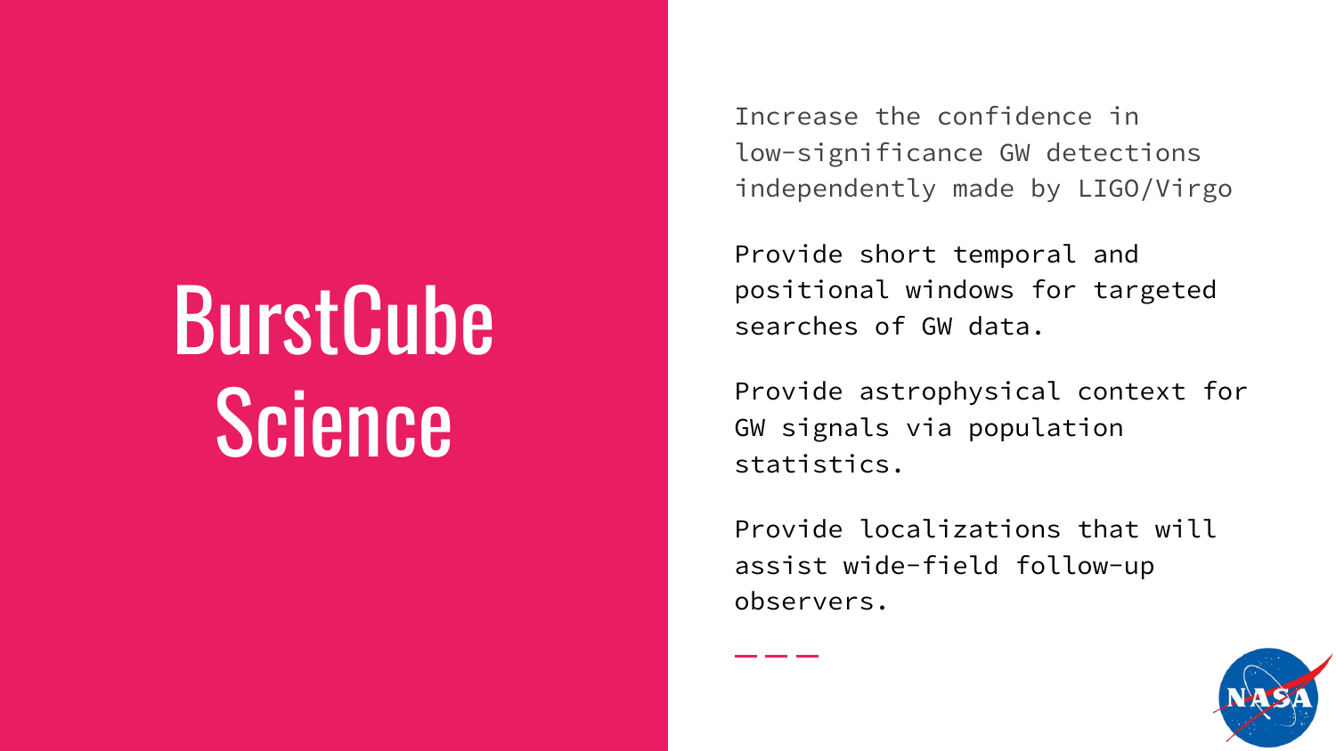# BurstCube Science

Increase the confidence in low-significance GW detections independently made by LIGO/Virgo

Provide short temporal and positional windows for targeted searches of GW data.

Provide astrophysical context for GW signals via population statistics.

Provide localizations that will assist wide-field follow-up observers.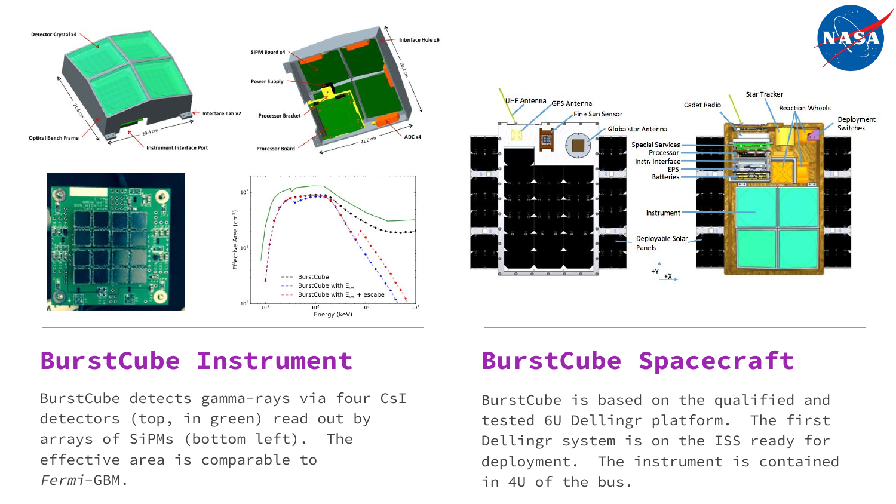## BurstCube Instrument

BurstCube detects gamma-rays via four CsI detectors (top, in green) read out by arrays of SiPMs (bottom left). The effective area is comparable to *Fermi*-GBM.

## BurstCube Spacecraft

BurstCube is based on the qualified and tested 6U Dellingr platform. The first Dellingr system is on the ISS ready for deployment. The instrument is contained in 4U of the bus.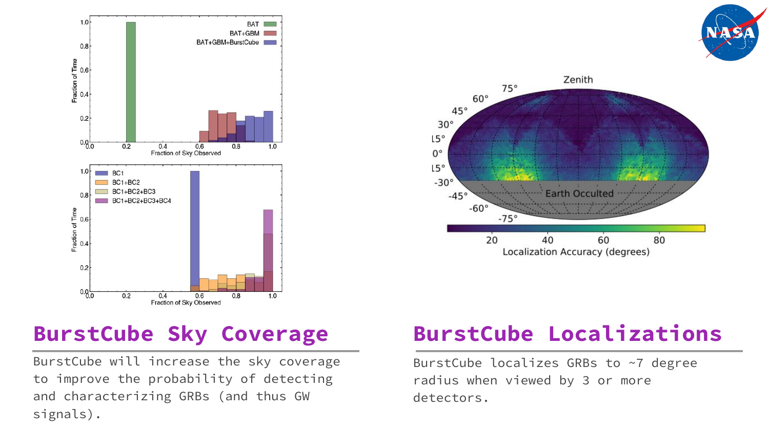BAT
BAT+GBM
BAT+GBM+BurstCube
Fraction of Time
Fraction of Sky Observed

BC1
BC1+BC2
BC1+BC2+BC3
BC1+BC2+BC3+BC4
Fraction of Time
Fraction of Sky Observed

Zenith
Earth Occulted
Localization Accuracy (degrees)

## BurstCube Sky Coverage

BurstCube will increase the sky coverage to improve the probability of detecting and characterizing GRBs (and thus GW signals).

## BurstCube Localizations

BurstCube localizes GRBs to ~7 degree radius when viewed by 3 or more detectors.